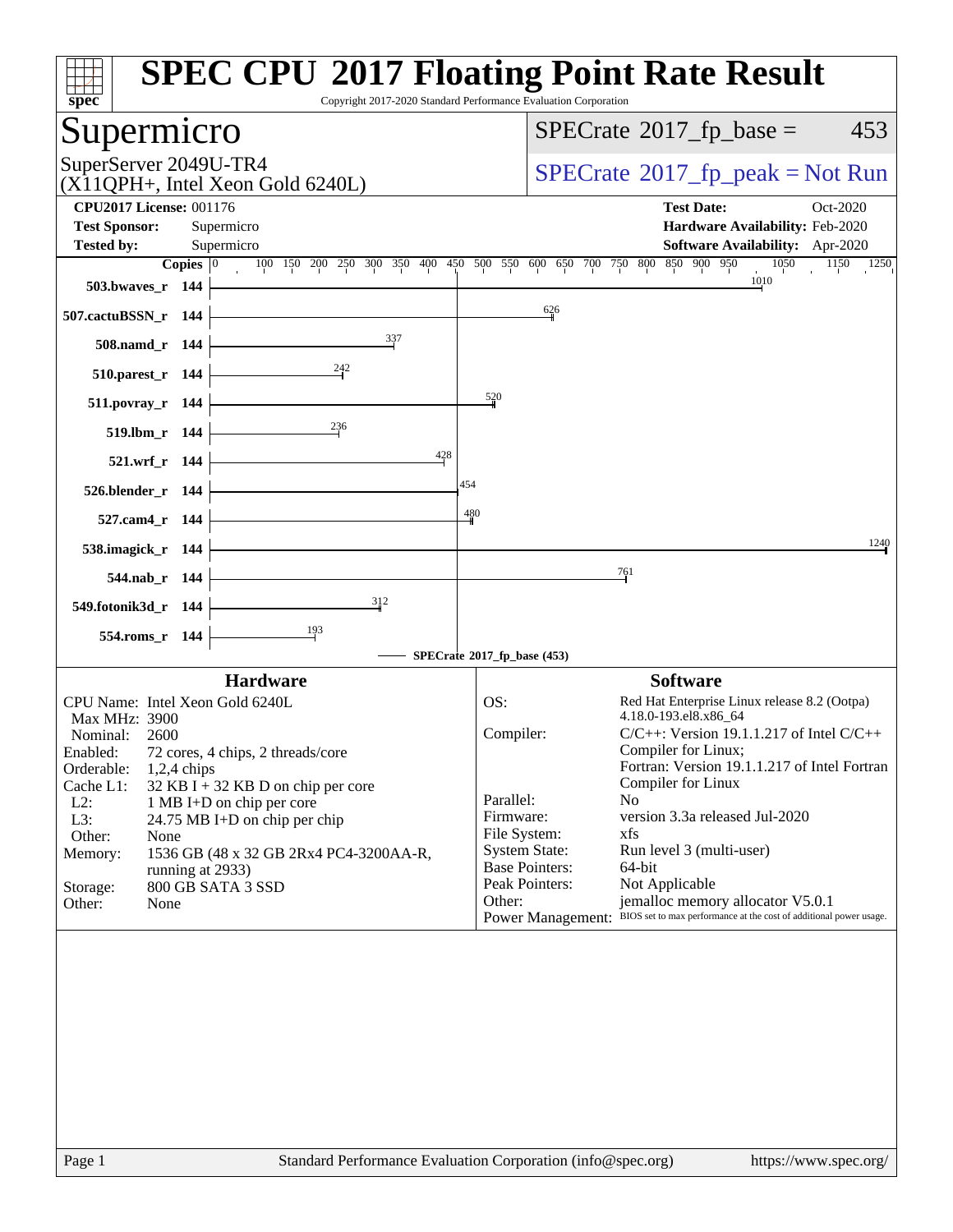# SPEC CPU 2017 Floating Point Rate Result

Copyright 2017-2020 Standard Performance Evaluation Corporation

## Supermicro

SuperServer 2049U-TR4
(X11QPH+, Intel Xeon Gold 6240L)

SPECrate 2017_fp_base = 453

SPECrate 2017_fp_peak = Not Run

**CPU2017 License:** 001176
**Test Sponsor:** Supermicro
**Tested by:** Supermicro

**Test Date:** Oct-2020
**Hardware Availability:** Feb-2020
**Software Availability:** Apr-2020

| Benchmark | Copies | SPECrate 2017_fp_base |
|---|---|---|
| 503.bwaves_r | 144 | 1010 |
| 507.cactuBSSN_r | 144 | 626 |
| 508.namd_r | 144 | 337 |
| 510.parest_r | 144 | 242 |
| 511.povray_r | 144 | 520 |
| 519.lbm_r | 144 | 236 |
| 521.wrf_r | 144 | 428 |
| 526.blender_r | 144 | 454 |
| 527.cam4_r | 144 | 480 |
| 538.imagick_r | 144 | 1240 |
| 544.nab_r | 144 | 761 |
| 549.fotonik3d_r | 144 | 312 |
| 554.roms_r | 144 | 193 |

SPECrate 2017_fp_base (453)

### Hardware

| | |
|---|---|
| CPU Name: | Intel Xeon Gold 6240L |
| Max MHz: | 3900 |
| Nominal: | 2600 |
| Enabled: | 72 cores, 4 chips, 2 threads/core |
| Orderable: | 1,2,4 chips |
| Cache L1: | 32 KB I + 32 KB D on chip per core |
| L2: | 1 MB I+D on chip per core |
| L3: | 24.75 MB I+D on chip per chip |
| Other: | None |
| Memory: | 1536 GB (48 x 32 GB 2Rx4 PC4-3200AA-R, running at 2933) |
| Storage: | 800 GB SATA 3 SSD |
| Other: | None |

### Software

| | |
|---|---|
| OS: | Red Hat Enterprise Linux release 8.2 (Ootpa) 4.18.0-193.el8.x86_64 |
| Compiler: | C/C++: Version 19.1.1.217 of Intel C/C++ Compiler for Linux; Fortran: Version 19.1.1.217 of Intel Fortran Compiler for Linux |
| Parallel: | No |
| Firmware: | version 3.3a released Jul-2020 |
| File System: | xfs |
| System State: | Run level 3 (multi-user) |
| Base Pointers: | 64-bit |
| Peak Pointers: | Not Applicable |
| Other: | jemalloc memory allocator V5.0.1 |
| Power Management: | BIOS set to max performance at the cost of additional power usage. |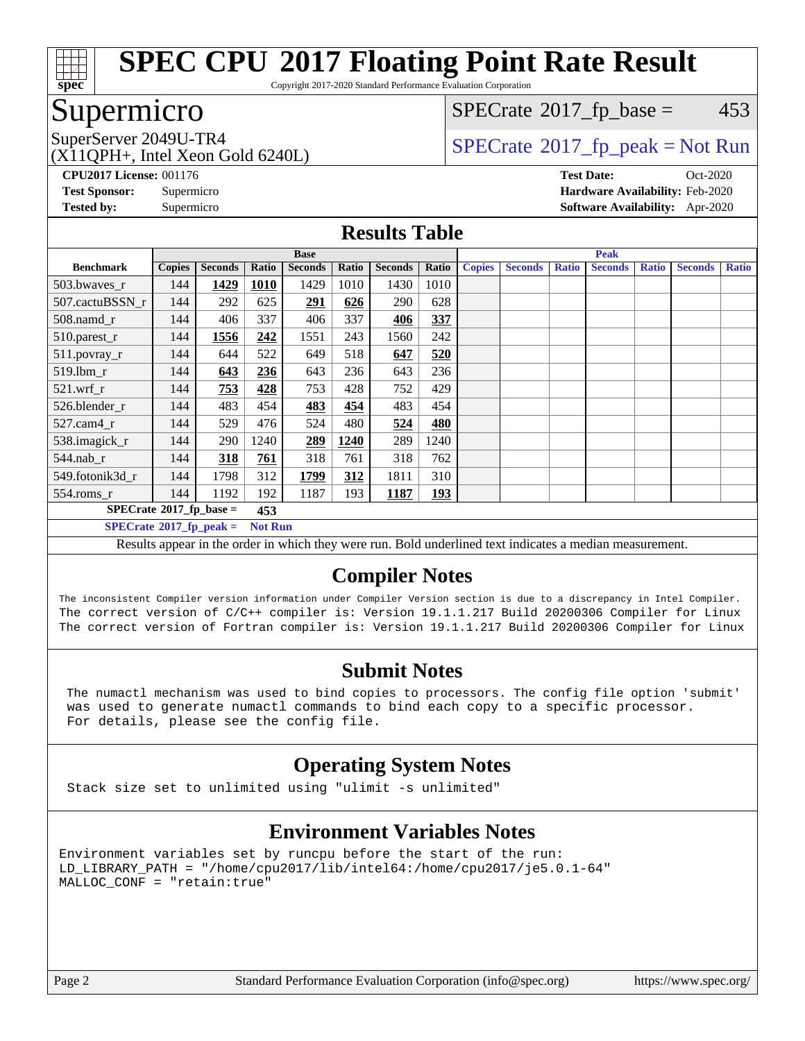# SPEC CPU 2017 Floating Point Rate Result

Copyright 2017-2020 Standard Performance Evaluation Corporation

## Supermicro

SuperServer 2049U-TR4
(X11QPH+, Intel Xeon Gold 6240L)

SPECrate 2017_fp_base = 453

SPECrate 2017_fp_peak = Not Run

**CPU2017 License:** 001176
**Test Sponsor:** Supermicro
**Tested by:** Supermicro

**Test Date:** Oct-2020
**Hardware Availability:** Feb-2020
**Software Availability:** Apr-2020

## Results Table

| Benchmark | Base | | | | | | | Peak | | | | | | |
|---|---|---|---|---|---|---|---|---|---|---|---|---|---|---|
| | Copies | Seconds | Ratio | Seconds | Ratio | Seconds | Ratio | Copies | Seconds | Ratio | Seconds | Ratio | Seconds | Ratio |
| 503.bwaves_r | 144 | **1429** | **1010** | 1429 | 1010 | 1430 | 1010 | | | | | | | |
| 507.cactuBSSN_r | 144 | 292 | 625 | **291** | **626** | 290 | 628 | | | | | | | |
| 508.namd_r | 144 | 406 | 337 | 406 | 337 | **406** | **337** | | | | | | | |
| 510.parest_r | 144 | **1556** | **242** | 1551 | 243 | 1560 | 242 | | | | | | | |
| 511.povray_r | 144 | 644 | 522 | 649 | 518 | **647** | **520** | | | | | | | |
| 519.lbm_r | 144 | **643** | **236** | 643 | 236 | 643 | 236 | | | | | | | |
| 521.wrf_r | 144 | **753** | **428** | 753 | 428 | 752 | 429 | | | | | | | |
| 526.blender_r | 144 | 483 | 454 | **483** | **454** | 483 | 454 | | | | | | | |
| 527.cam4_r | 144 | 529 | 476 | 524 | 480 | **524** | **480** | | | | | | | |
| 538.imagick_r | 144 | 290 | 1240 | **289** | **1240** | 289 | 1240 | | | | | | | |
| 544.nab_r | 144 | **318** | **761** | 318 | 761 | 318 | 762 | | | | | | | |
| 549.fotonik3d_r | 144 | 1798 | 312 | **1799** | **312** | 1811 | 310 | | | | | | | |
| 554.roms_r | 144 | 1192 | 192 | 1187 | 193 | **1187** | **193** | | | | | | | |

**SPECrate 2017_fp_base = 453**

**SPECrate 2017_fp_peak = Not Run**

Results appear in the order in which they were run. Bold underlined text indicates a median measurement.

## Compiler Notes

```
The inconsistent Compiler version information under Compiler Version section is due to a discrepancy in Intel Compiler.
The correct version of C/C++ compiler is: Version 19.1.1.217 Build 20200306 Compiler for Linux
The correct version of Fortran compiler is: Version 19.1.1.217 Build 20200306 Compiler for Linux
```

## Submit Notes

```
The numactl mechanism was used to bind copies to processors. The config file option 'submit'
was used to generate numactl commands to bind each copy to a specific processor.
For details, please see the config file.
```

## Operating System Notes

```
Stack size set to unlimited using "ulimit -s unlimited"
```

## Environment Variables Notes

```
Environment variables set by runcpu before the start of the run:
LD_LIBRARY_PATH = "/home/cpu2017/lib/intel64:/home/cpu2017/je5.0.1-64"
MALLOC_CONF = "retain:true"
```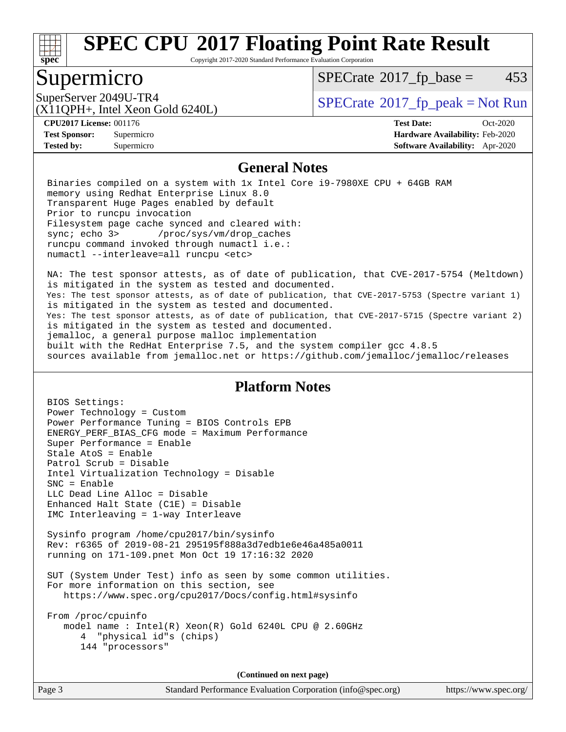# SPEC CPU 2017 Floating Point Rate Result

Copyright 2017-2020 Standard Performance Evaluation Corporation

## Supermicro

SuperServer 2049U-TR4
(X11QPH+, Intel Xeon Gold 6240L)

SPECrate 2017_fp_base = 453

SPECrate 2017_fp_peak = Not Run

**CPU2017 License:** 001176
**Test Sponsor:** Supermicro
**Tested by:** Supermicro

**Test Date:** Oct-2020
**Hardware Availability:** Feb-2020
**Software Availability:** Apr-2020

### General Notes

```
Binaries compiled on a system with 1x Intel Core i9-7980XE CPU + 64GB RAM
memory using Redhat Enterprise Linux 8.0
Transparent Huge Pages enabled by default
Prior to runcpu invocation
Filesystem page cache synced and cleared with:
sync; echo 3>       /proc/sys/vm/drop_caches
runcpu command invoked through numactl i.e.:
numactl --interleave=all runcpu <etc>

NA: The test sponsor attests, as of date of publication, that CVE-2017-5754 (Meltdown)
is mitigated in the system as tested and documented.
Yes: The test sponsor attests, as of date of publication, that CVE-2017-5753 (Spectre variant 1)
is mitigated in the system as tested and documented.
Yes: The test sponsor attests, as of date of publication, that CVE-2017-5715 (Spectre variant 2)
is mitigated in the system as tested and documented.
jemalloc, a general purpose malloc implementation
built with the RedHat Enterprise 7.5, and the system compiler gcc 4.8.5
sources available from jemalloc.net or https://github.com/jemalloc/jemalloc/releases
```

### Platform Notes

```
BIOS Settings:
Power Technology = Custom
Power Performance Tuning = BIOS Controls EPB
ENERGY_PERF_BIAS_CFG mode = Maximum Performance
Super Performance = Enable
Stale AtoS = Enable
Patrol Scrub = Disable
Intel Virtualization Technology = Disable
SNC = Enable
LLC Dead Line Alloc = Disable
Enhanced Halt State (C1E) = Disable
IMC Interleaving = 1-way Interleave

Sysinfo program /home/cpu2017/bin/sysinfo
Rev: r6365 of 2019-08-21 295195f888a3d7edb1e6e46a485a0011
running on 171-109.pnet Mon Oct 19 17:16:32 2020

SUT (System Under Test) info as seen by some common utilities.
For more information on this section, see
   https://www.spec.org/cpu2017/Docs/config.html#sysinfo

From /proc/cpuinfo
   model name : Intel(R) Xeon(R) Gold 6240L CPU @ 2.60GHz
       4  "physical id"s (chips)
       144 "processors"
```

(Continued on next page)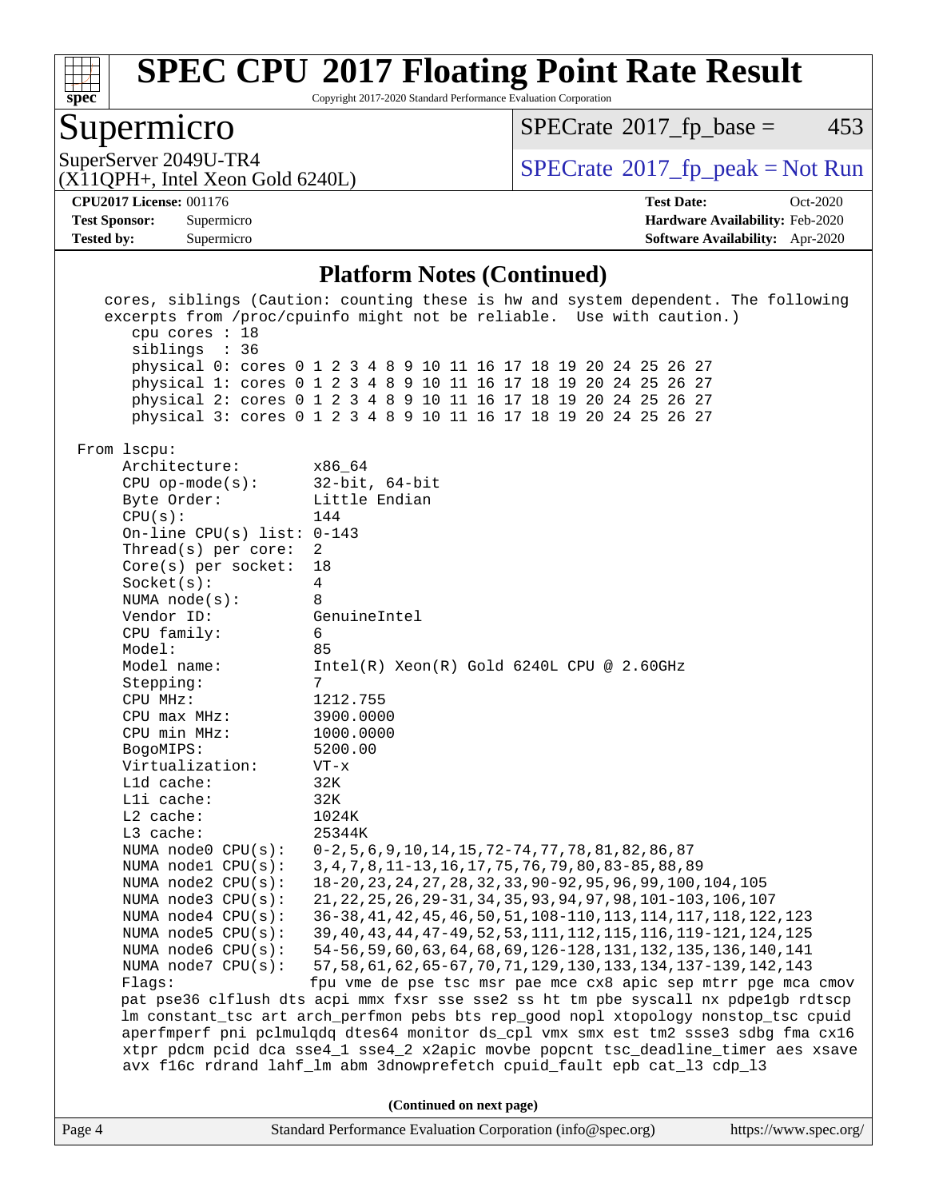## Platform Notes (Continued)

```
   cores, siblings (Caution: counting these is hw and system dependent. The following
   excerpts from /proc/cpuinfo might not be reliable.  Use with caution.)
      cpu cores : 18
      siblings  : 36
      physical 0: cores 0 1 2 3 4 8 9 10 11 16 17 18 19 20 24 25 26 27
      physical 1: cores 0 1 2 3 4 8 9 10 11 16 17 18 19 20 24 25 26 27
      physical 2: cores 0 1 2 3 4 8 9 10 11 16 17 18 19 20 24 25 26 27
      physical 3: cores 0 1 2 3 4 8 9 10 11 16 17 18 19 20 24 25 26 27

 From lscpu:
      Architecture:          x86_64
      CPU op-mode(s):        32-bit, 64-bit
      Byte Order:            Little Endian
      CPU(s):                144
      On-line CPU(s) list: 0-143
      Thread(s) per core:  2
      Core(s) per socket:  18
      Socket(s):             4
      NUMA node(s):          8
      Vendor ID:             GenuineIntel
      CPU family:            6
      Model:                 85
      Model name:            Intel(R) Xeon(R) Gold 6240L CPU @ 2.60GHz
      Stepping:              7
      CPU MHz:               1212.755
      CPU max MHz:           3900.0000
      CPU min MHz:           1000.0000
      BogoMIPS:              5200.00
      Virtualization:        VT-x
      L1d cache:             32K
      L1i cache:             32K
      L2 cache:              1024K
      L3 cache:              25344K
      NUMA node0 CPU(s):     0-2,5,6,9,10,14,15,72-74,77,78,81,82,86,87
      NUMA node1 CPU(s):     3,4,7,8,11-13,16,17,75,76,79,80,83-85,88,89
      NUMA node2 CPU(s):     18-20,23,24,27,28,32,33,90-92,95,96,99,100,104,105
      NUMA node3 CPU(s):     21,22,25,26,29-31,34,35,93,94,97,98,101-103,106,107
      NUMA node4 CPU(s):     36-38,41,42,45,46,50,51,108-110,113,114,117,118,122,123
      NUMA node5 CPU(s):     39,40,43,44,47-49,52,53,111,112,115,116,119-121,124,125
      NUMA node6 CPU(s):     54-56,59,60,63,64,68,69,126-128,131,132,135,136,140,141
      NUMA node7 CPU(s):     57,58,61,62,65-67,70,71,129,130,133,134,137-139,142,143
      Flags:                 fpu vme de pse tsc msr pae mce cx8 apic sep mtrr pge mca cmov
      pat pse36 clflush dts acpi mmx fxsr sse sse2 ss ht tm pbe syscall nx pdpe1gb rdtscp
      lm constant_tsc art arch_perfmon pebs bts rep_good nopl xtopology nonstop_tsc cpuid
      aperfmperf pni pclmulqdq dtes64 monitor ds_cpl vmx smx est tm2 ssse3 sdbg fma cx16
      xtpr pdcm pcid dca sse4_1 sse4_2 x2apic movbe popcnt tsc_deadline_timer aes xsave
      avx f16c rdrand lahf_lm abm 3dnowprefetch cpuid_fault epb cat_l3 cdp_l3
```

**(Continued on next page)**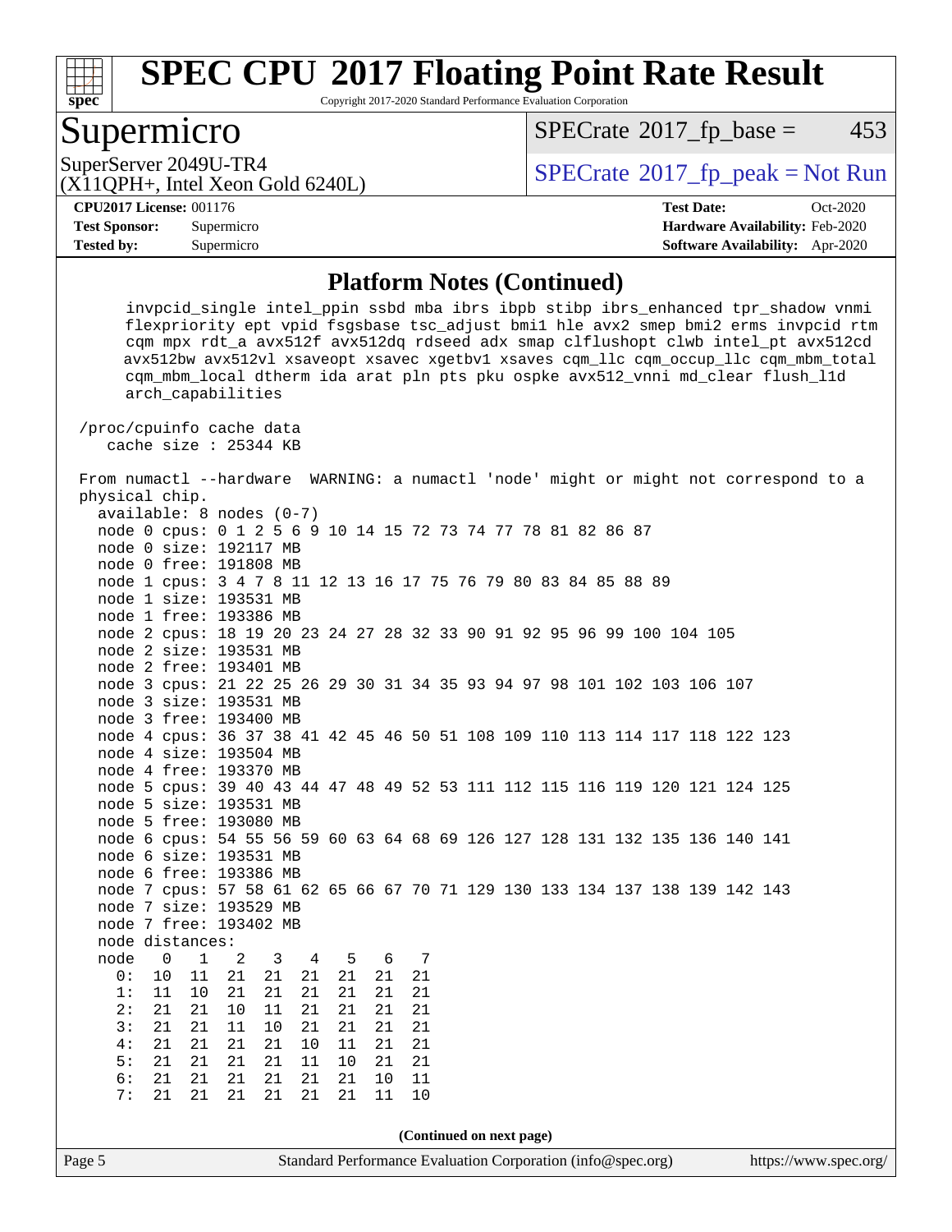# SPEC CPU 2017 Floating Point Rate Result

Copyright 2017-2020 Standard Performance Evaluation Corporation

## Supermicro

SuperServer 2049U-TR4
(X11QPH+, Intel Xeon Gold 6240L)

SPECrate 2017_fp_base = 453

SPECrate 2017_fp_peak = Not Run

**CPU2017 License:** 001176
**Test Sponsor:** Supermicro
**Tested by:** Supermicro

**Test Date:** Oct-2020
**Hardware Availability:** Feb-2020
**Software Availability:** Apr-2020

### Platform Notes (Continued)

```
     invpcid_single intel_ppin ssbd mba ibrs ibpb stibp ibrs_enhanced tpr_shadow vnmi
     flexpriority ept vpid fsgsbase tsc_adjust bmi1 hle avx2 smep bmi2 erms invpcid rtm
     cqm mpx rdt_a avx512f avx512dq rdseed adx smap clflushopt clwb intel_pt avx512cd
     avx512bw avx512vl xsaveopt xsavec xgetbv1 xsaves cqm_llc cqm_occup_llc cqm_mbm_total
     cqm_mbm_local dtherm ida arat pln pts pku ospke avx512_vnni md_clear flush_l1d
     arch_capabilities

 /proc/cpuinfo cache data
    cache size : 25344 KB

 From numactl --hardware  WARNING: a numactl 'node' might or might not correspond to a
 physical chip.
   available: 8 nodes (0-7)
   node 0 cpus: 0 1 2 5 6 9 10 14 15 72 73 74 77 78 81 82 86 87
   node 0 size: 192117 MB
   node 0 free: 191808 MB
   node 1 cpus: 3 4 7 8 11 12 13 16 17 75 76 79 80 83 84 85 88 89
   node 1 size: 193531 MB
   node 1 free: 193386 MB
   node 2 cpus: 18 19 20 23 24 27 28 32 33 90 91 92 95 96 99 100 104 105
   node 2 size: 193531 MB
   node 2 free: 193401 MB
   node 3 cpus: 21 22 25 26 29 30 31 34 35 93 94 97 98 101 102 103 106 107
   node 3 size: 193531 MB
   node 3 free: 193400 MB
   node 4 cpus: 36 37 38 41 42 45 46 50 51 108 109 110 113 114 117 118 122 123
   node 4 size: 193504 MB
   node 4 free: 193370 MB
   node 5 cpus: 39 40 43 44 47 48 49 52 53 111 112 115 116 119 120 121 124 125
   node 5 size: 193531 MB
   node 5 free: 193080 MB
   node 6 cpus: 54 55 56 59 60 63 64 68 69 126 127 128 131 132 135 136 140 141
   node 6 size: 193531 MB
   node 6 free: 193386 MB
   node 7 cpus: 57 58 61 62 65 66 67 70 71 129 130 133 134 137 138 139 142 143
   node 7 size: 193529 MB
   node 7 free: 193402 MB
   node distances:
   node   0   1   2   3   4   5   6   7
     0:  10  11  21  21  21  21  21  21
     1:  11  10  21  21  21  21  21  21
     2:  21  21  10  11  21  21  21  21
     3:  21  21  11  10  21  21  21  21
     4:  21  21  21  21  10  11  21  21
     5:  21  21  21  21  11  10  21  21
     6:  21  21  21  21  21  21  10  11
     7:  21  21  21  21  21  21  11  10
```

(Continued on next page)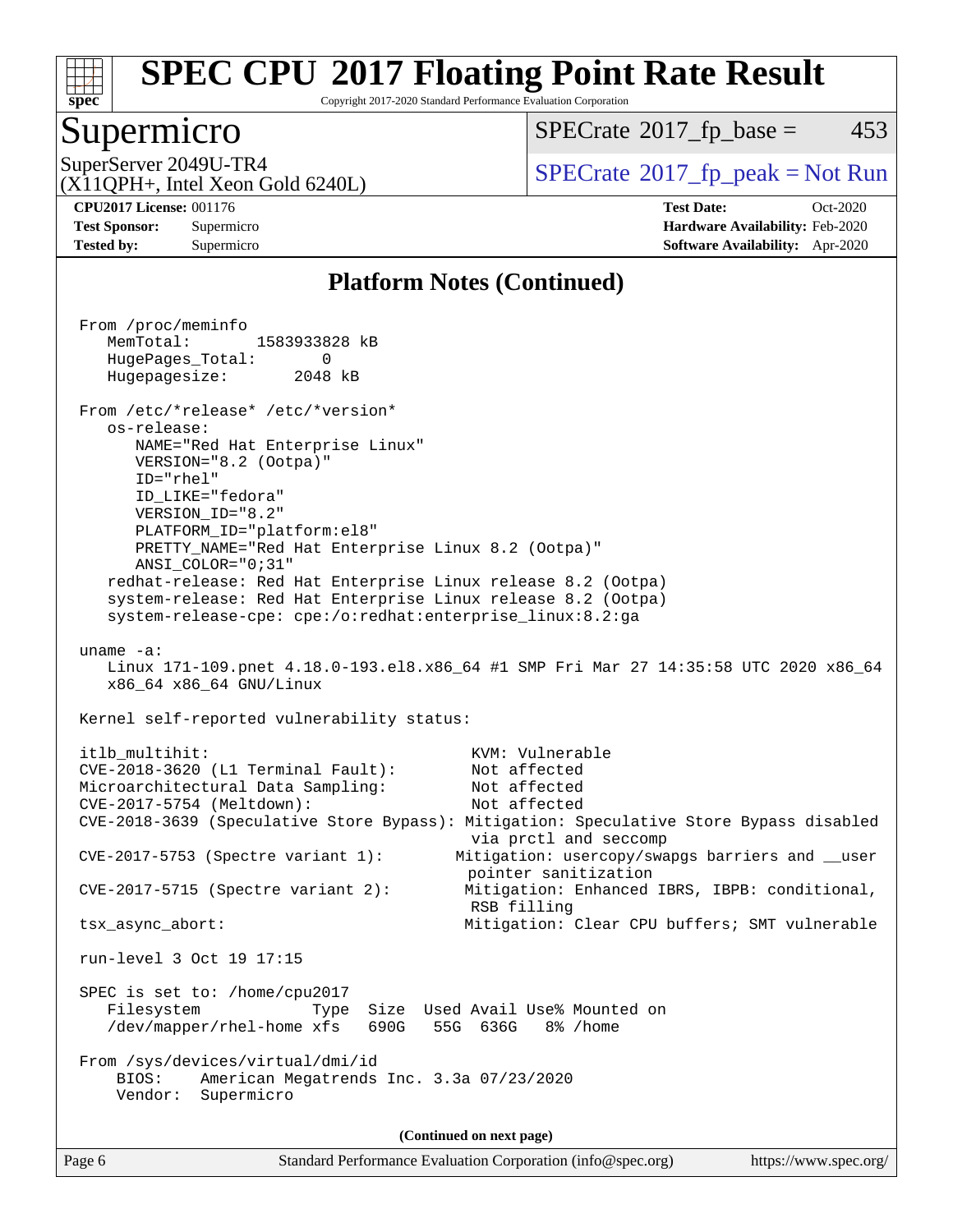## Platform Notes (Continued)

```
From /proc/meminfo
   MemTotal:       1583933828 kB
   HugePages_Total:       0
   Hugepagesize:       2048 kB

From /etc/*release* /etc/*version*
   os-release:
      NAME="Red Hat Enterprise Linux"
      VERSION="8.2 (Ootpa)"
      ID="rhel"
      ID_LIKE="fedora"
      VERSION_ID="8.2"
      PLATFORM_ID="platform:el8"
      PRETTY_NAME="Red Hat Enterprise Linux 8.2 (Ootpa)"
      ANSI_COLOR="0;31"
   redhat-release: Red Hat Enterprise Linux release 8.2 (Ootpa)
   system-release: Red Hat Enterprise Linux release 8.2 (Ootpa)
   system-release-cpe: cpe:/o:redhat:enterprise_linux:8.2:ga

uname -a:
   Linux 171-109.pnet 4.18.0-193.el8.x86_64 #1 SMP Fri Mar 27 14:35:58 UTC 2020 x86_64
   x86_64 x86_64 GNU/Linux

Kernel self-reported vulnerability status:

itlb_multihit:                                         KVM: Vulnerable
CVE-2018-3620 (L1 Terminal Fault):                     Not affected
Microarchitectural Data Sampling:                      Not affected
CVE-2017-5754 (Meltdown):                              Not affected
CVE-2018-3639 (Speculative Store Bypass): Mitigation: Speculative Store Bypass disabled
                                                       via prctl and seccomp
CVE-2017-5753 (Spectre variant 1):                    Mitigation: usercopy/swapgs barriers and __user
                                                       pointer sanitization
CVE-2017-5715 (Spectre variant 2):                    Mitigation: Enhanced IBRS, IBPB: conditional,
                                                       RSB filling
tsx_async_abort:                                      Mitigation: Clear CPU buffers; SMT vulnerable

run-level 3 Oct 19 17:15

SPEC is set to: /home/cpu2017
   Filesystem             Type  Size  Used Avail Use% Mounted on
   /dev/mapper/rhel-home xfs   690G   55G  636G   8% /home

From /sys/devices/virtual/dmi/id
    BIOS:    American Megatrends Inc. 3.3a 07/23/2020
    Vendor:  Supermicro
```

(Continued on next page)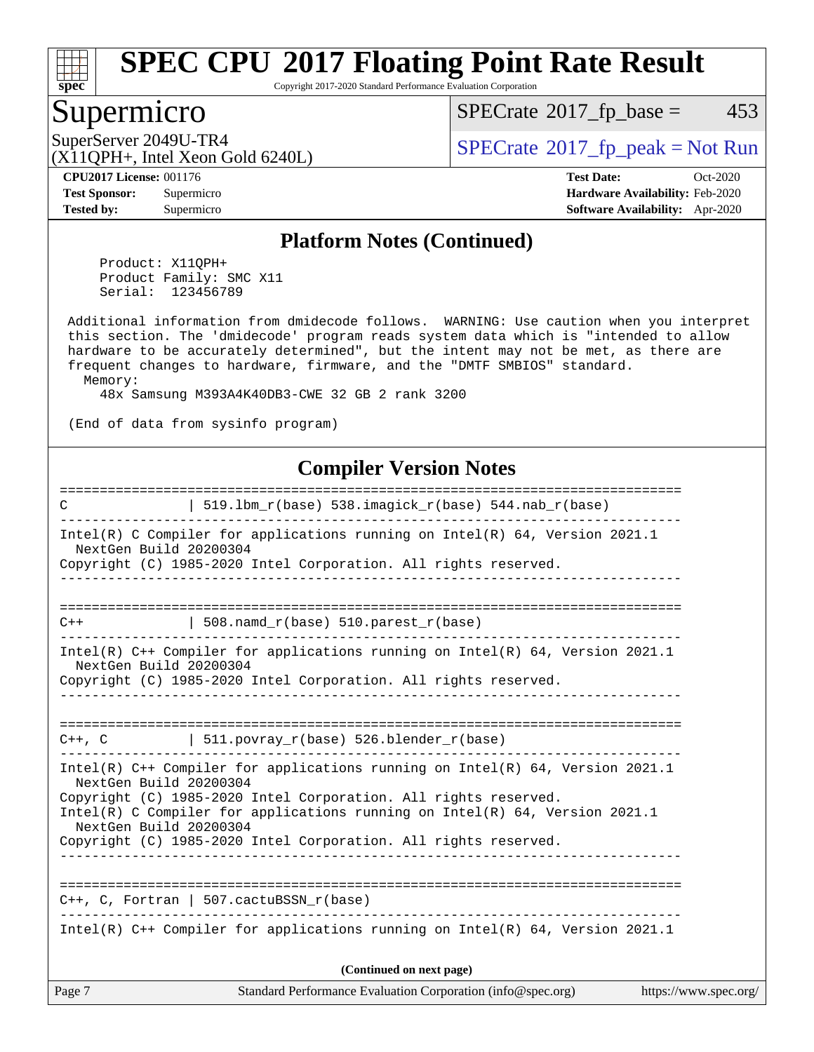## Platform Notes (Continued)

```
    Product: X11QPH+
    Product Family: SMC X11
    Serial:  123456789

 Additional information from dmidecode follows.  WARNING: Use caution when you interpret
 this section. The 'dmidecode' program reads system data which is "intended to allow
 hardware to be accurately determined", but the intent may not be met, as there are
 frequent changes to hardware, firmware, and the "DMTF SMBIOS" standard.
   Memory:
     48x Samsung M393A4K40DB3-CWE 32 GB 2 rank 3200

 (End of data from sysinfo program)
```

## Compiler Version Notes

```
==============================================================================
C               | 519.lbm_r(base) 538.imagick_r(base) 544.nab_r(base)
------------------------------------------------------------------------------
Intel(R) C Compiler for applications running on Intel(R) 64, Version 2021.1
  NextGen Build 20200304
Copyright (C) 1985-2020 Intel Corporation. All rights reserved.
------------------------------------------------------------------------------

==============================================================================
C++             | 508.namd_r(base) 510.parest_r(base)
------------------------------------------------------------------------------
Intel(R) C++ Compiler for applications running on Intel(R) 64, Version 2021.1
  NextGen Build 20200304
Copyright (C) 1985-2020 Intel Corporation. All rights reserved.
------------------------------------------------------------------------------

==============================================================================
C++, C          | 511.povray_r(base) 526.blender_r(base)
------------------------------------------------------------------------------
Intel(R) C++ Compiler for applications running on Intel(R) 64, Version 2021.1
  NextGen Build 20200304
Copyright (C) 1985-2020 Intel Corporation. All rights reserved.
Intel(R) C Compiler for applications running on Intel(R) 64, Version 2021.1
  NextGen Build 20200304
Copyright (C) 1985-2020 Intel Corporation. All rights reserved.
------------------------------------------------------------------------------

==============================================================================
C++, C, Fortran | 507.cactuBSSN_r(base)
------------------------------------------------------------------------------
Intel(R) C++ Compiler for applications running on Intel(R) 64, Version 2021.1
```

(Continued on next page)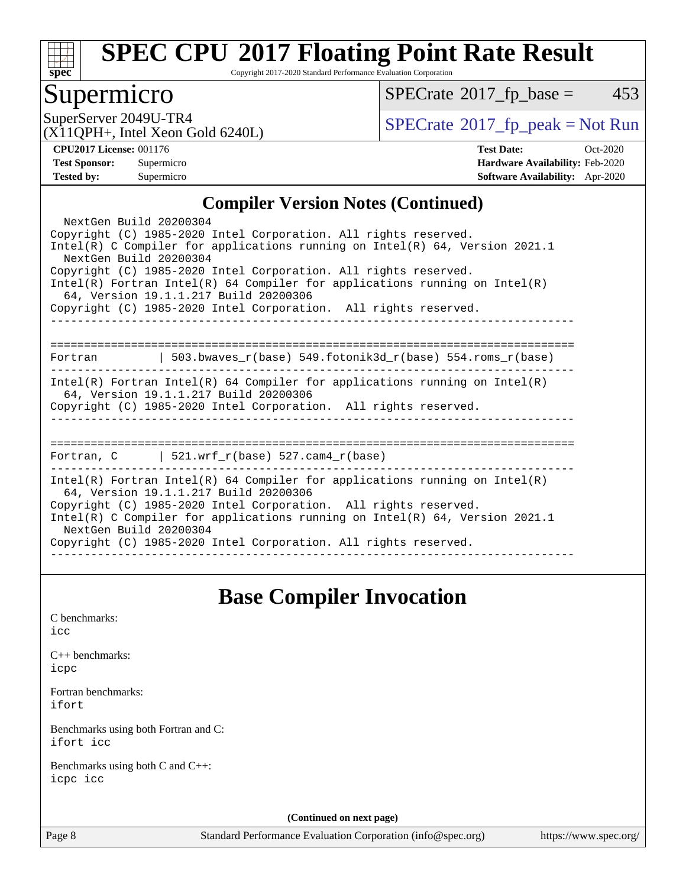## Compiler Version Notes (Continued)

```
  NextGen Build 20200304
Copyright (C) 1985-2020 Intel Corporation. All rights reserved.
Intel(R) C Compiler for applications running on Intel(R) 64, Version 2021.1
  NextGen Build 20200304
Copyright (C) 1985-2020 Intel Corporation. All rights reserved.
Intel(R) Fortran Intel(R) 64 Compiler for applications running on Intel(R)
  64, Version 19.1.1.217 Build 20200306
Copyright (C) 1985-2020 Intel Corporation.  All rights reserved.
------------------------------------------------------------------------------

==============================================================================
Fortran         | 503.bwaves_r(base) 549.fotonik3d_r(base) 554.roms_r(base)
------------------------------------------------------------------------------
Intel(R) Fortran Intel(R) 64 Compiler for applications running on Intel(R)
  64, Version 19.1.1.217 Build 20200306
Copyright (C) 1985-2020 Intel Corporation.  All rights reserved.
------------------------------------------------------------------------------

==============================================================================
Fortran, C      | 521.wrf_r(base) 527.cam4_r(base)
------------------------------------------------------------------------------
Intel(R) Fortran Intel(R) 64 Compiler for applications running on Intel(R)
  64, Version 19.1.1.217 Build 20200306
Copyright (C) 1985-2020 Intel Corporation.  All rights reserved.
Intel(R) C Compiler for applications running on Intel(R) 64, Version 2021.1
  NextGen Build 20200304
Copyright (C) 1985-2020 Intel Corporation. All rights reserved.
------------------------------------------------------------------------------
```

## Base Compiler Invocation

C benchmarks:
icc

C++ benchmarks:
icpc

Fortran benchmarks:
ifort

Benchmarks using both Fortran and C:
ifort icc

Benchmarks using both C and C++:
icpc icc

**(Continued on next page)**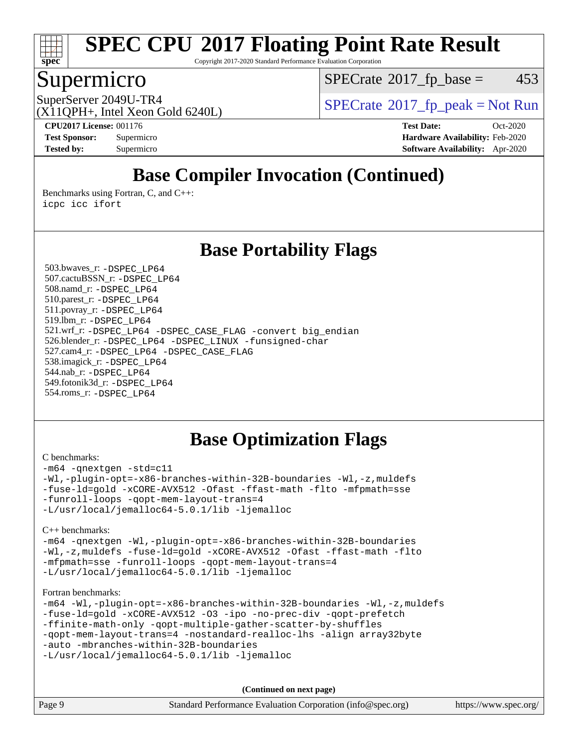# Supermicro

SuperServer 2049U-TR4
(X11QPH+, Intel Xeon Gold 6240L)

SPECrate 2017_fp_base = 453

SPECrate 2017_fp_peak = Not Run

**CPU2017 License:** 001176
**Test Sponsor:** Supermicro
**Tested by:** Supermicro

**Test Date:** Oct-2020
**Hardware Availability:** Feb-2020
**Software Availability:** Apr-2020

## Base Compiler Invocation (Continued)

Benchmarks using Fortran, C, and C++:
```
icpc icc ifort
```

## Base Portability Flags

503.bwaves_r: `-DSPEC_LP64`
507.cactuBSSN_r: `-DSPEC_LP64`
508.namd_r: `-DSPEC_LP64`
510.parest_r: `-DSPEC_LP64`
511.povray_r: `-DSPEC_LP64`
519.lbm_r: `-DSPEC_LP64`
521.wrf_r: `-DSPEC_LP64 -DSPEC_CASE_FLAG -convert big_endian`
526.blender_r: `-DSPEC_LP64 -DSPEC_LINUX -funsigned-char`
527.cam4_r: `-DSPEC_LP64 -DSPEC_CASE_FLAG`
538.imagick_r: `-DSPEC_LP64`
544.nab_r: `-DSPEC_LP64`
549.fotonik3d_r: `-DSPEC_LP64`
554.roms_r: `-DSPEC_LP64`

## Base Optimization Flags

C benchmarks:
```
-m64 -qnextgen -std=c11
-Wl,-plugin-opt=-x86-branches-within-32B-boundaries -Wl,-z,muldefs
-fuse-ld=gold -xCORE-AVX512 -Ofast -ffast-math -flto -mfpmath=sse
-funroll-loops -qopt-mem-layout-trans=4
-L/usr/local/jemalloc64-5.0.1/lib -ljemalloc
```

C++ benchmarks:
```
-m64 -qnextgen -Wl,-plugin-opt=-x86-branches-within-32B-boundaries
-Wl,-z,muldefs -fuse-ld=gold -xCORE-AVX512 -Ofast -ffast-math -flto
-mfpmath=sse -funroll-loops -qopt-mem-layout-trans=4
-L/usr/local/jemalloc64-5.0.1/lib -ljemalloc
```

Fortran benchmarks:
```
-m64 -Wl,-plugin-opt=-x86-branches-within-32B-boundaries -Wl,-z,muldefs
-fuse-ld=gold -xCORE-AVX512 -O3 -ipo -no-prec-div -qopt-prefetch
-ffinite-math-only -qopt-multiple-gather-scatter-by-shuffles
-qopt-mem-layout-trans=4 -nostandard-realloc-lhs -align array32byte
-auto -mbranches-within-32B-boundaries
-L/usr/local/jemalloc64-5.0.1/lib -ljemalloc
```

**(Continued on next page)**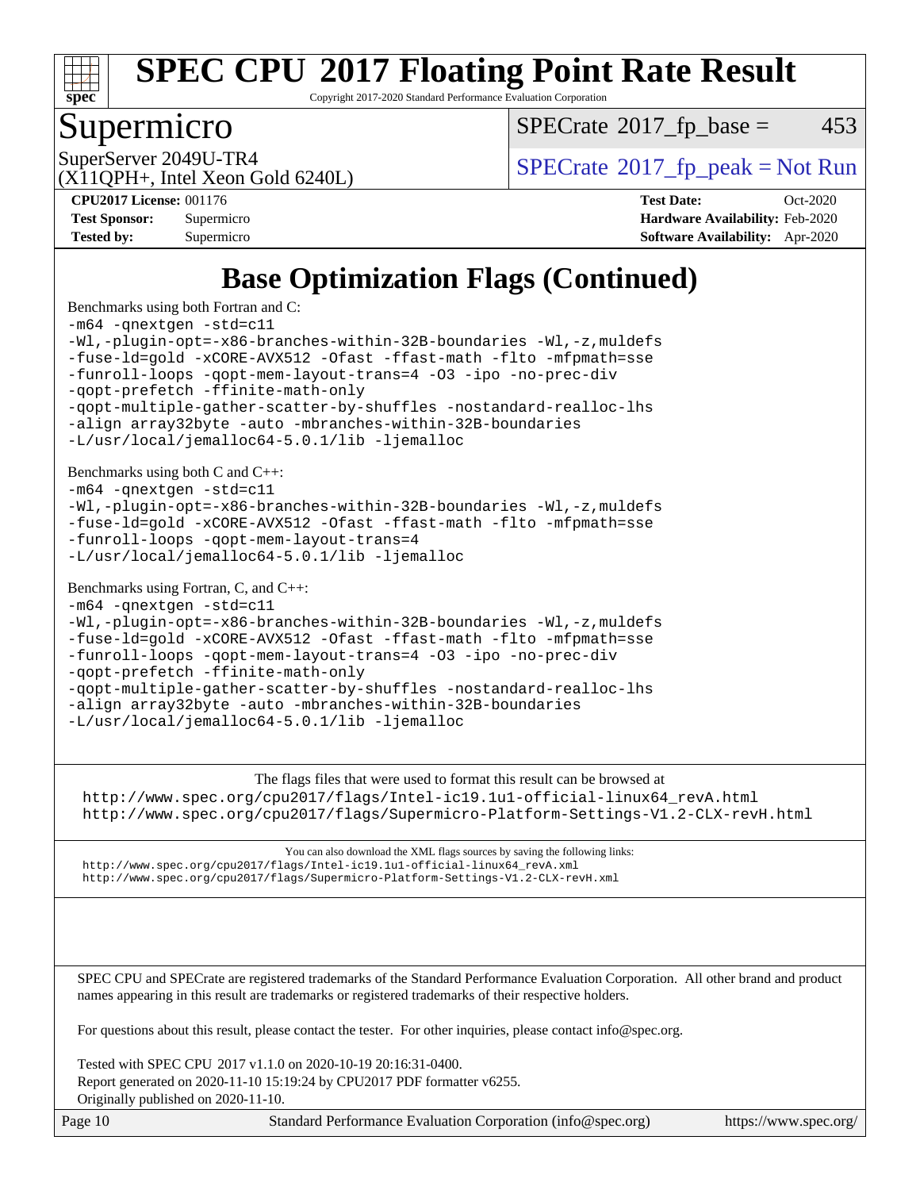# SPEC CPU 2017 Floating Point Rate Result

Copyright 2017-2020 Standard Performance Evaluation Corporation

## Supermicro

SuperServer 2049U-TR4
(X11QPH+, Intel Xeon Gold 6240L)

SPECrate 2017_fp_base = 453

SPECrate 2017_fp_peak = Not Run

**CPU2017 License:** 001176
**Test Sponsor:** Supermicro
**Tested by:** Supermicro

**Test Date:** Oct-2020
**Hardware Availability:** Feb-2020
**Software Availability:** Apr-2020

## Base Optimization Flags (Continued)

Benchmarks using both Fortran and C:

```
-m64 -qnextgen -std=c11
-Wl,-plugin-opt=-x86-branches-within-32B-boundaries -Wl,-z,muldefs
-fuse-ld=gold -xCORE-AVX512 -Ofast -ffast-math -flto -mfpmath=sse
-funroll-loops -qopt-mem-layout-trans=4 -O3 -ipo -no-prec-div
-qopt-prefetch -ffinite-math-only
-qopt-multiple-gather-scatter-by-shuffles -nostandard-realloc-lhs
-align array32byte -auto -mbranches-within-32B-boundaries
-L/usr/local/jemalloc64-5.0.1/lib -ljemalloc
```

Benchmarks using both C and C++:

```
-m64 -qnextgen -std=c11
-Wl,-plugin-opt=-x86-branches-within-32B-boundaries -Wl,-z,muldefs
-fuse-ld=gold -xCORE-AVX512 -Ofast -ffast-math -flto -mfpmath=sse
-funroll-loops -qopt-mem-layout-trans=4
-L/usr/local/jemalloc64-5.0.1/lib -ljemalloc
```

Benchmarks using Fortran, C, and C++:

```
-m64 -qnextgen -std=c11
-Wl,-plugin-opt=-x86-branches-within-32B-boundaries -Wl,-z,muldefs
-fuse-ld=gold -xCORE-AVX512 -Ofast -ffast-math -flto -mfpmath=sse
-funroll-loops -qopt-mem-layout-trans=4 -O3 -ipo -no-prec-div
-qopt-prefetch -ffinite-math-only
-qopt-multiple-gather-scatter-by-shuffles -nostandard-realloc-lhs
-align array32byte -auto -mbranches-within-32B-boundaries
-L/usr/local/jemalloc64-5.0.1/lib -ljemalloc
```

The flags files that were used to format this result can be browsed at
http://www.spec.org/cpu2017/flags/Intel-ic19.1u1-official-linux64_revA.html
http://www.spec.org/cpu2017/flags/Supermicro-Platform-Settings-V1.2-CLX-revH.html

You can also download the XML flags sources by saving the following links:
http://www.spec.org/cpu2017/flags/Intel-ic19.1u1-official-linux64_revA.xml
http://www.spec.org/cpu2017/flags/Supermicro-Platform-Settings-V1.2-CLX-revH.xml

SPEC CPU and SPECrate are registered trademarks of the Standard Performance Evaluation Corporation. All other brand and product names appearing in this result are trademarks or registered trademarks of their respective holders.

For questions about this result, please contact the tester. For other inquiries, please contact info@spec.org.

Tested with SPEC CPU 2017 v1.1.0 on 2020-10-19 20:16:31-0400.
Report generated on 2020-11-10 15:19:24 by CPU2017 PDF formatter v6255.
Originally published on 2020-11-10.